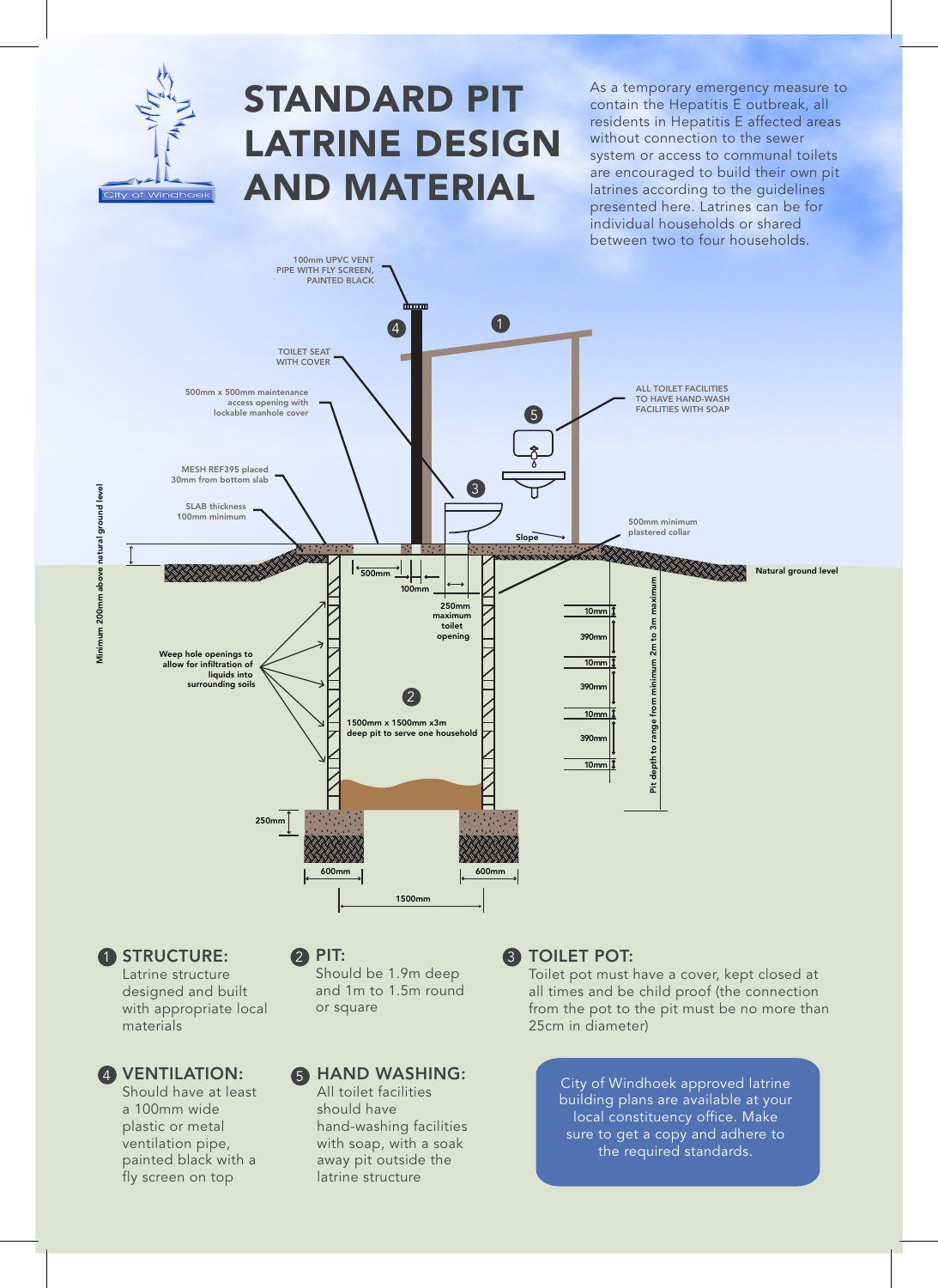# STANDARD PIT LATRINE DESIGN AND MATERIAL

As a temporary emergency measure to contain the Hepatitis E outbreak, all residents in Hepatitis E affected areas without connection to the sewer system or access to communal toilets are encouraged to build their own pit latrines according to the guidelines presented here. Latrines can be for individual households or shared between two to four households.

100mm UPVC VENT PIPE WITH FLY SCREEN, PAINTED BLACK

TOILET SEAT WITH COVER

500mm x 500mm maintenance access opening with lockable manhole cover

MESH REF395 placed 30mm from bottom slab

SLAB thickness 100mm minimum

ALL TOILET FACILITIES TO HAVE HAND-WASH FACILITIES WITH SOAP

500mm minimum plastered collar

Slope

Natural ground level

Minimum 200mm above natural ground level

500mm

100mm

250mm maximum toilet opening

Weep hole openings to allow for infiltration of liquids into surrounding soils

1500mm x 1500mm x3m deep pit to serve one household

10mm, 390mm, 10mm, 390mm, 10mm, 390mm, 10mm

Pit depth to range from minimum 2m to 3m maximum

250mm

600mm

600mm

1500mm

## 1 STRUCTURE:

Latrine structure designed and built with appropriate local materials

## 2 PIT:

Should be 1.9m deep and 1m to 1.5m round or square

## 3 TOILET POT:

Toilet pot must have a cover, kept closed at all times and be child proof (the connection from the pot to the pit must be no more than 25cm in diameter)

## 4 VENTILATION:

Should have at least a 100mm wide plastic or metal ventilation pipe, painted black with a fly screen on top

## 5 HAND WASHING:

All toilet facilities should have hand-washing facilities with soap, with a soak away pit outside the latrine structure

City of Windhoek approved latrine building plans are available at your local constituency office. Make sure to get a copy and adhere to the required standards.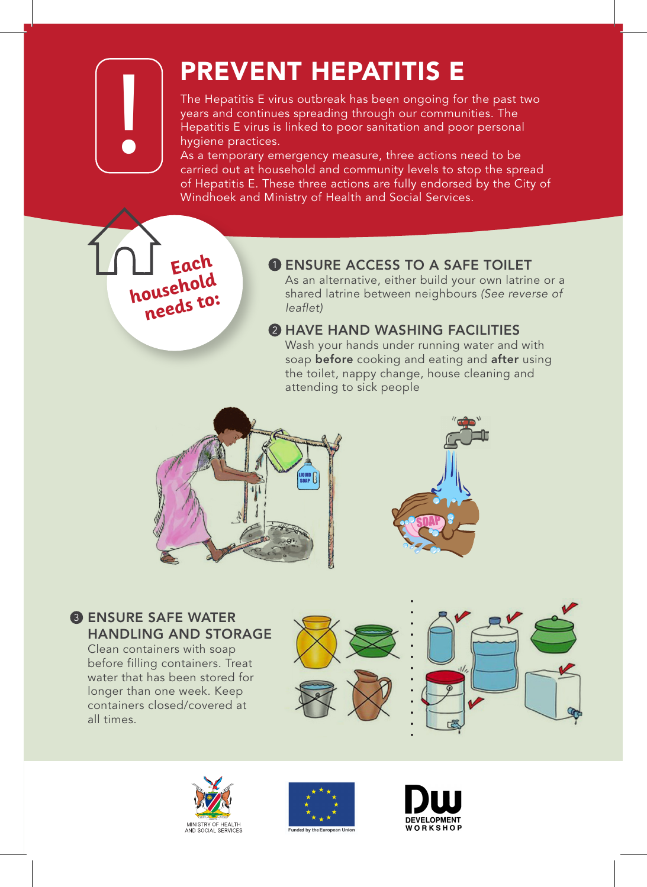# PREVENT HEPATITIS E

The Hepatitis E virus outbreak has been ongoing for the past two years and continues spreading through our communities. The Hepatitis E virus is linked to poor sanitation and poor personal hygiene practices.

As a temporary emergency measure, three actions need to be carried out at household and community levels to stop the spread of Hepatitis E. These three actions are fully endorsed by the City of Windhoek and Ministry of Health and Social Services.

**Each household needs to:**

## 1 ENSURE ACCESS TO A SAFE TOILET

As an alternative, either build your own latrine or a shared latrine between neighbours *(See reverse of leaflet)*

## 2 HAVE HAND WASHING FACILITIES

Wash your hands under running water and with soap **before** cooking and eating and **after** using the toilet, nappy change, house cleaning and attending to sick people

LIQUID SOAP

SOAP

## 3 ENSURE SAFE WATER HANDLING AND STORAGE

Clean containers with soap before filling containers. Treat water that has been stored for longer than one week. Keep containers closed/covered at all times.

MINISTRY OF HEALTH AND SOCIAL SERVICES

Funded by the European Union

DEVELOPMENT WORKSHOP